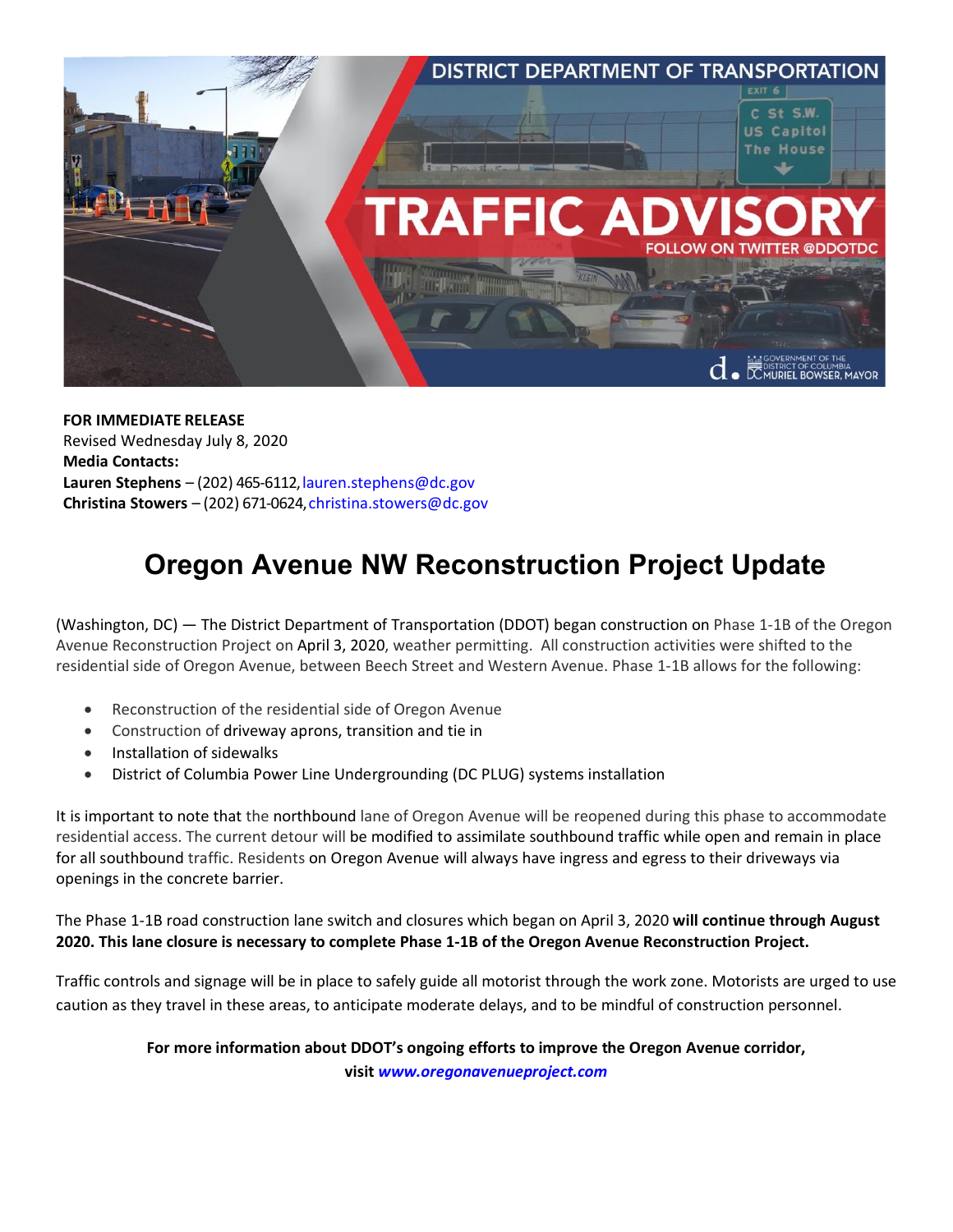**FOR IMMEDIATE RELEASE**
Revised Wednesday July 8, 2020
**Media Contacts:**
**Lauren Stephens** – (202) 465-6112, lauren.stephens@dc.gov
**Christina Stowers** – (202) 671-0624, christina.stowers@dc.gov

# Oregon Avenue NW Reconstruction Project Update

(Washington, DC) — The District Department of Transportation (DDOT) began construction on Phase 1-1B of the Oregon Avenue Reconstruction Project on April 3, 2020, weather permitting. All construction activities were shifted to the residential side of Oregon Avenue, between Beech Street and Western Avenue. Phase 1-1B allows for the following:

- Reconstruction of the residential side of Oregon Avenue
- Construction of driveway aprons, transition and tie in
- Installation of sidewalks
- District of Columbia Power Line Undergrounding (DC PLUG) systems installation

It is important to note that the northbound lane of Oregon Avenue will be reopened during this phase to accommodate residential access. The current detour will be modified to assimilate southbound traffic while open and remain in place for all southbound traffic. Residents on Oregon Avenue will always have ingress and egress to their driveways via openings in the concrete barrier.

The Phase 1-1B road construction lane switch and closures which began on April 3, 2020 **will continue through August 2020. This lane closure is necessary to complete Phase 1-1B of the Oregon Avenue Reconstruction Project.**

Traffic controls and signage will be in place to safely guide all motorist through the work zone. Motorists are urged to use caution as they travel in these areas, to anticipate moderate delays, and to be mindful of construction personnel.

**For more information about DDOT's ongoing efforts to improve the Oregon Avenue corridor, visit *www.oregonavenueproject.com***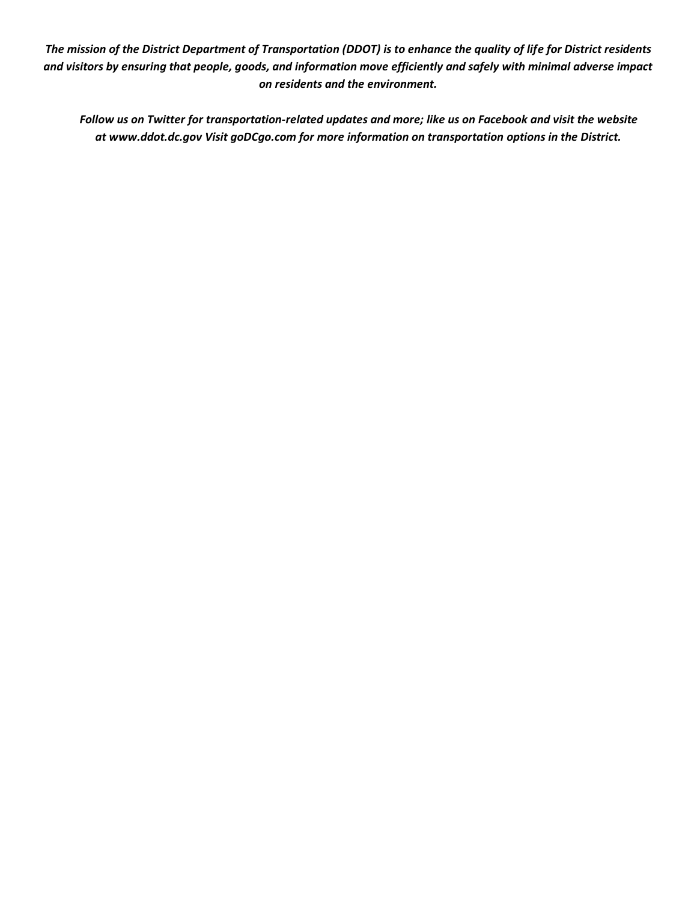***The mission of the District Department of Transportation (DDOT) is to enhance the quality of life for District residents and visitors by ensuring that people, goods, and information move efficiently and safely with minimal adverse impact on residents and the environment.***

***Follow us on Twitter for transportation-related updates and more; like us on Facebook and visit the website at www.ddot.dc.gov Visit goDCgo.com for more information on transportation options in the District.***